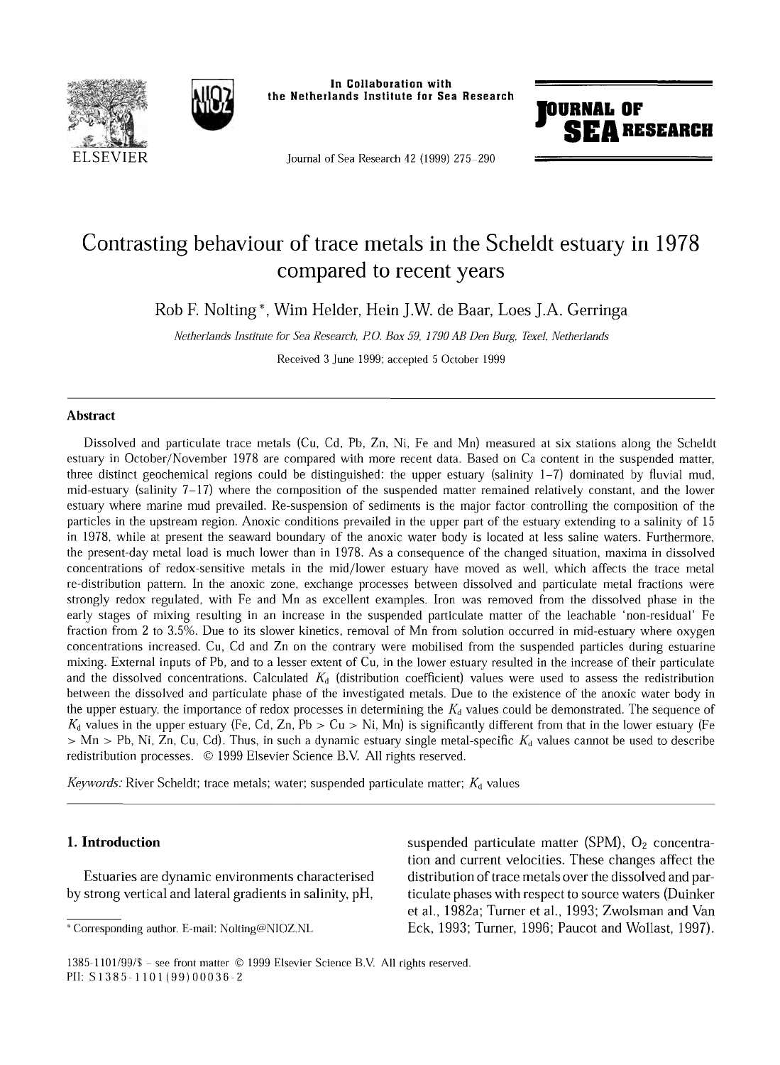# Contrasting behaviour of trace metals in the Scheldt estuary in 1978 compared to recent years

Rob F. Nolting *, Wim Helder, Hein J.W. de Baar, Loes J.A. Gerringa

*Netherlands Institute for Sea Research, P.O. Box 59, 1790 AB Den Burg, Texel, Netherlands*

Received 3 June 1999; accepted 5 October 1999

## Abstract

Dissolved and particulate trace metals (Cu, Cd, Pb, Zn, Ni, Fe and Mn) measured at six stations along the Scheldt estuary in October/November 1978 are compared with more recent data. Based on Ca content in the suspended matter, three distinct geochemical regions could be distinguished: the upper estuary (salinity 1–7) dominated by fluvial mud, mid-estuary (salinity 7–17) where the composition of the suspended matter remained relatively constant, and the lower estuary where marine mud prevailed. Re-suspension of sediments is the major factor controlling the composition of the particles in the upstream region. Anoxic conditions prevailed in the upper part of the estuary extending to a salinity of 15 in 1978, while at present the seaward boundary of the anoxic water body is located at less saline waters. Furthermore, the present-day metal load is much lower than in 1978. As a consequence of the changed situation, maxima in dissolved concentrations of redox-sensitive metals in the mid/lower estuary have moved as well, which affects the trace metal re-distribution pattern. In the anoxic zone, exchange processes between dissolved and particulate metal fractions were strongly redox regulated, with Fe and Mn as excellent examples. Iron was removed from the dissolved phase in the early stages of mixing resulting in an increase in the suspended particulate matter of the leachable 'non-residual' Fe fraction from 2 to 3.5%. Due to its slower kinetics, removal of Mn from solution occurred in mid-estuary where oxygen concentrations increased. Cu, Cd and Zn on the contrary were mobilised from the suspended particles during estuarine mixing. External inputs of Pb, and to a lesser extent of Cu, in the lower estuary resulted in the increase of their particulate and the dissolved concentrations. Calculated $K_d$ (distribution coefficient) values were used to assess the redistribution between the dissolved and particulate phase of the investigated metals. Due to the existence of the anoxic water body in the upper estuary, the importance of redox processes in determining the $K_d$ values could be demonstrated. The sequence of $K_d$ values in the upper estuary (Fe, Cd, Zn, Pb > Cu > Ni, Mn) is significantly different from that in the lower estuary (Fe > Mn > Pb, Ni, Zn, Cu, Cd). Thus, in such a dynamic estuary single metal-specific $K_d$ values cannot be used to describe redistribution processes. © 1999 Elsevier Science B.V. All rights reserved.

*Keywords:* River Scheldt; trace metals; water; suspended particulate matter; $K_d$ values

## 1. Introduction

Estuaries are dynamic environments characterised by strong vertical and lateral gradients in salinity, pH, suspended particulate matter (SPM), $O_2$ concentration and current velocities. These changes affect the distribution of trace metals over the dissolved and particulate phases with respect to source waters (Duinker et al., 1982a; Turner et al., 1993; Zwolsman and Van Eck, 1993; Turner, 1996; Paucot and Wollast, 1997).

* Corresponding author. E-mail: Nolting@NIOZ.NL

1385-1101/99/$ – see front matter © 1999 Elsevier Science B.V. All rights reserved.
PII: S1385-1101(99)00036-2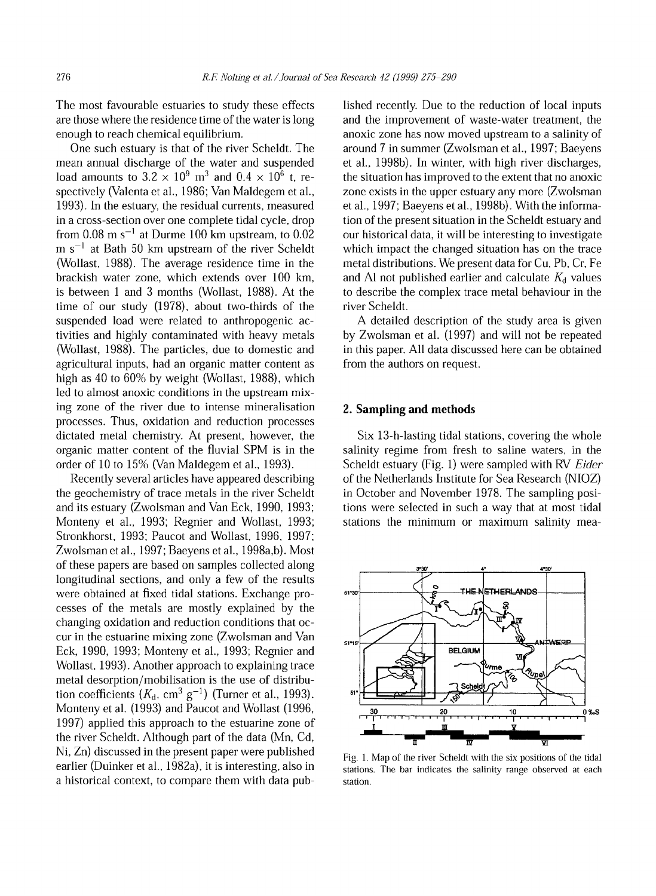The most favourable estuaries to study these effects are those where the residence time of the water is long enough to reach chemical equilibrium.

One such estuary is that of the river Scheldt. The mean annual discharge of the water and suspended load amounts to $3.2 \times 10^9$ m$^3$ and $0.4 \times 10^6$ t, respectively (Valenta et al., 1986; Van Maldegem et al., 1993). In the estuary, the residual currents, measured in a cross-section over one complete tidal cycle, drop from 0.08 m s$^{-1}$ at Durme 100 km upstream, to 0.02 m s$^{-1}$ at Bath 50 km upstream of the river Scheldt (Wollast, 1988). The average residence time in the brackish water zone, which extends over 100 km, is between 1 and 3 months (Wollast, 1988). At the time of our study (1978), about two-thirds of the suspended load were related to anthropogenic activities and highly contaminated with heavy metals (Wollast, 1988). The particles, due to domestic and agricultural inputs, had an organic matter content as high as 40 to 60% by weight (Wollast, 1988), which led to almost anoxic conditions in the upstream mixing zone of the river due to intense mineralisation processes. Thus, oxidation and reduction processes dictated metal chemistry. At present, however, the organic matter content of the fluvial SPM is in the order of 10 to 15% (Van Maldegem et al., 1993).

Recently several articles have appeared describing the geochemistry of trace metals in the river Scheldt and its estuary (Zwolsman and Van Eck, 1990, 1993; Monteny et al., 1993; Regnier and Wollast, 1993; Stronkhorst, 1993; Paucot and Wollast, 1996, 1997; Zwolsman et al., 1997; Baeyens et al., 1998a,b). Most of these papers are based on samples collected along longitudinal sections, and only a few of the results were obtained at fixed tidal stations. Exchange processes of the metals are mostly explained by the changing oxidation and reduction conditions that occur in the estuarine mixing zone (Zwolsman and Van Eck, 1990, 1993; Monteny et al., 1993; Regnier and Wollast, 1993). Another approach to explaining trace metal desorption/mobilisation is the use of distribution coefficients ($K_d$, cm$^3$ g$^{-1}$) (Turner et al., 1993). Monteny et al. (1993) and Paucot and Wollast (1996, 1997) applied this approach to the estuarine zone of the river Scheldt. Although part of the data (Mn, Cd, Ni, Zn) discussed in the present paper were published earlier (Duinker et al., 1982a), it is interesting, also in a historical context, to compare them with data published recently. Due to the reduction of local inputs and the improvement of waste-water treatment, the anoxic zone has now moved upstream to a salinity of around 7 in summer (Zwolsman et al., 1997; Baeyens et al., 1998b). In winter, with high river discharges, the situation has improved to the extent that no anoxic zone exists in the upper estuary any more (Zwolsman et al., 1997; Baeyens et al., 1998b). With the information of the present situation in the Scheldt estuary and our historical data, it will be interesting to investigate which impact the changed situation has on the trace metal distributions. We present data for Cu, Pb, Cr, Fe and Al not published earlier and calculate $K_d$ values to describe the complex trace metal behaviour in the river Scheldt.

A detailed description of the study area is given by Zwolsman et al. (1997) and will not be repeated in this paper. All data discussed here can be obtained from the authors on request.

## 2. Sampling and methods

Six 13-h-lasting tidal stations, covering the whole salinity regime from fresh to saline waters, in the Scheldt estuary (Fig. 1) were sampled with RV *Eider* of the Netherlands Institute for Sea Research (NIOZ) in October and November 1978. The sampling positions were selected in such a way that at most tidal stations the minimum or maximum salinity mea-

Fig. 1. Map of the river Scheldt with the six positions of the tidal stations. The bar indicates the salinity range observed at each station.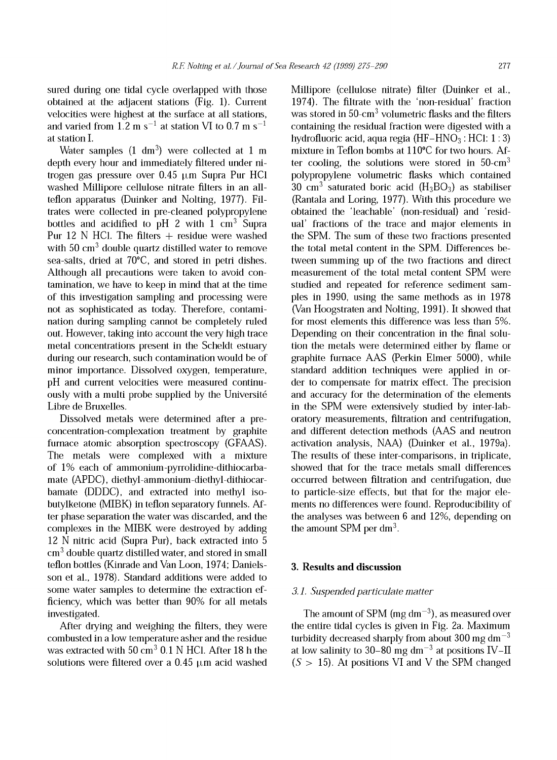sured during one tidal cycle overlapped with those obtained at the adjacent stations (Fig. 1). Current velocities were highest at the surface at all stations, and varied from 1.2 m $s^{-1}$ at station VI to 0.7 m $s^{-1}$ at station I.

Water samples (1 $dm^3$) were collected at 1 m depth every hour and immediately filtered under nitrogen gas pressure over 0.45 μm Supra Pur HCl washed Millipore cellulose nitrate filters in an all-teflon apparatus (Duinker and Nolting, 1977). Filtrates were collected in pre-cleaned polypropylene bottles and acidified to pH 2 with 1 $cm^3$ Supra Pur 12 N HCl. The filters + residue were washed with 50 $cm^3$ double quartz distilled water to remove sea-salts, dried at 70°C, and stored in petri dishes. Although all precautions were taken to avoid contamination, we have to keep in mind that at the time of this investigation sampling and processing were not as sophisticated as today. Therefore, contamination during sampling cannot be completely ruled out. However, taking into account the very high trace metal concentrations present in the Scheldt estuary during our research, such contamination would be of minor importance. Dissolved oxygen, temperature, pH and current velocities were measured continuously with a multi probe supplied by the Université Libre de Bruxelles.

Dissolved metals were determined after a pre-concentration-complexation treatment by graphite furnace atomic absorption spectroscopy (GFAAS). The metals were complexed with a mixture of 1% each of ammonium-pyrrolidine-dithiocarbamate (APDC), diethyl-ammonium-diethyl-dithiocarbamate (DDDC), and extracted into methyl isobutylketone (MIBK) in teflon separatory funnels. After phase separation the water was discarded, and the complexes in the MIBK were destroyed by adding 12 N nitric acid (Supra Pur), back extracted into 5 $cm^3$ double quartz distilled water, and stored in small teflon bottles (Kinrade and Van Loon, 1974; Danielsson et al., 1978). Standard additions were added to some water samples to determine the extraction efficiency, which was better than 90% for all metals investigated.

After drying and weighing the filters, they were combusted in a low temperature asher and the residue was extracted with 50 $cm^3$ 0.1 N HCl. After 18 h the solutions were filtered over a 0.45 μm acid washed Millipore (cellulose nitrate) filter (Duinker et al., 1974). The filtrate with the 'non-residual' fraction was stored in 50-$cm^3$ volumetric flasks and the filters containing the residual fraction were digested with a hydrofluoric acid, aqua regia ($HF-HNO_3$ : HCl: 1 : 3) mixture in Teflon bombs at 110°C for two hours. After cooling, the solutions were stored in 50-$cm^3$ polypropylene volumetric flasks which contained 30 $cm^3$ saturated boric acid ($H_3BO_3$) as stabiliser (Rantala and Loring, 1977). With this procedure we obtained the 'leachable' (non-residual) and 'residual' fractions of the trace and major elements in the SPM. The sum of these two fractions presented the total metal content in the SPM. Differences between summing up of the two fractions and direct measurement of the total metal content SPM were studied and repeated for reference sediment samples in 1990, using the same methods as in 1978 (Van Hoogstraten and Nolting, 1991). It showed that for most elements this difference was less than 5%. Depending on their concentration in the final solution the metals were determined either by flame or graphite furnace AAS (Perkin Elmer 5000), while standard addition techniques were applied in order to compensate for matrix effect. The precision and accuracy for the determination of the elements in the SPM were extensively studied by inter-laboratory measurements, filtration and centrifugation, and different detection methods (AAS and neutron activation analysis, NAA) (Duinker et al., 1979a). The results of these inter-comparisons, in triplicate, showed that for the trace metals small differences occurred between filtration and centrifugation, due to particle-size effects, but that for the major elements no differences were found. Reproducibility of the analyses was between 6 and 12%, depending on the amount SPM per $dm^3$.

## 3. Results and discussion

### 3.1. Suspended particulate matter

The amount of SPM (mg $dm^{-3}$), as measured over the entire tidal cycles is given in Fig. 2a. Maximum turbidity decreased sharply from about 300 mg $dm^{-3}$ at low salinity to 30–80 mg $dm^{-3}$ at positions IV–II ($S > 15$). At positions VI and V the SPM changed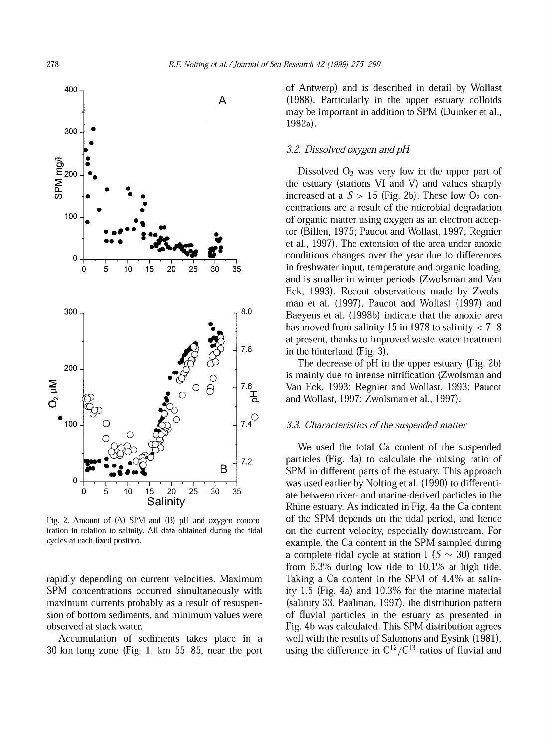Fig. 2. Amount of (A) SPM and (B) pH and oxygen concentration in relation to salinity. All data obtained during the tidal cycles at each fixed position.

rapidly depending on current velocities. Maximum SPM concentrations occurred simultaneously with maximum currents probably as a result of resuspension of bottom sediments, and minimum values were observed at slack water.

Accumulation of sediments takes place in a 30-km-long zone (Fig. 1: km 55–85, near the port of Antwerp) and is described in detail by Wollast (1988). Particularly in the upper estuary colloids may be important in addition to SPM (Duinker et al., 1982a).

### 3.2. Dissolved oxygen and pH

Dissolved $O_2$ was very low in the upper part of the estuary (stations VI and V) and values sharply increased at a $S > 15$ (Fig. 2b). These low $O_2$ concentrations are a result of the microbial degradation of organic matter using oxygen as an electron acceptor (Billen, 1975; Paucot and Wollast, 1997; Regnier et al., 1997). The extension of the area under anoxic conditions changes over the year due to differences in freshwater input, temperature and organic loading, and is smaller in winter periods (Zwolsman and Van Eck, 1993). Recent observations made by Zwolsman et al. (1997), Paucot and Wollast (1997) and Baeyens et al. (1998b) indicate that the anoxic area has moved from salinity 15 in 1978 to salinity < 7–8 at present, thanks to improved waste-water treatment in the hinterland (Fig. 3).

The decrease of pH in the upper estuary (Fig. 2b) is mainly due to intense nitrification (Zwolsman and Van Eck, 1993; Regnier and Wollast, 1993; Paucot and Wollast, 1997; Zwolsman et al., 1997).

### 3.3. Characteristics of the suspended matter

We used the total Ca content of the suspended particles (Fig. 4a) to calculate the mixing ratio of SPM in different parts of the estuary. This approach was used earlier by Nolting et al. (1990) to differentiate between river- and marine-derived particles in the Rhine estuary. As indicated in Fig. 4a the Ca content of the SPM depends on the tidal period, and hence on the current velocity, especially downstream. For example, the Ca content in the SPM sampled during a complete tidal cycle at station I ($S \sim 30$) ranged from 6.3% during low tide to 10.1% at high tide. Taking a Ca content in the SPM of 4.4% at salinity 1.5 (Fig. 4a) and 10.3% for the marine material (salinity 33, Paalman, 1997), the distribution pattern of fluvial particles in the estuary as presented in Fig. 4b was calculated. This SPM distribution agrees well with the results of Salomons and Eysink (1981), using the difference in $C^{12}/C^{13}$ ratios of fluvial and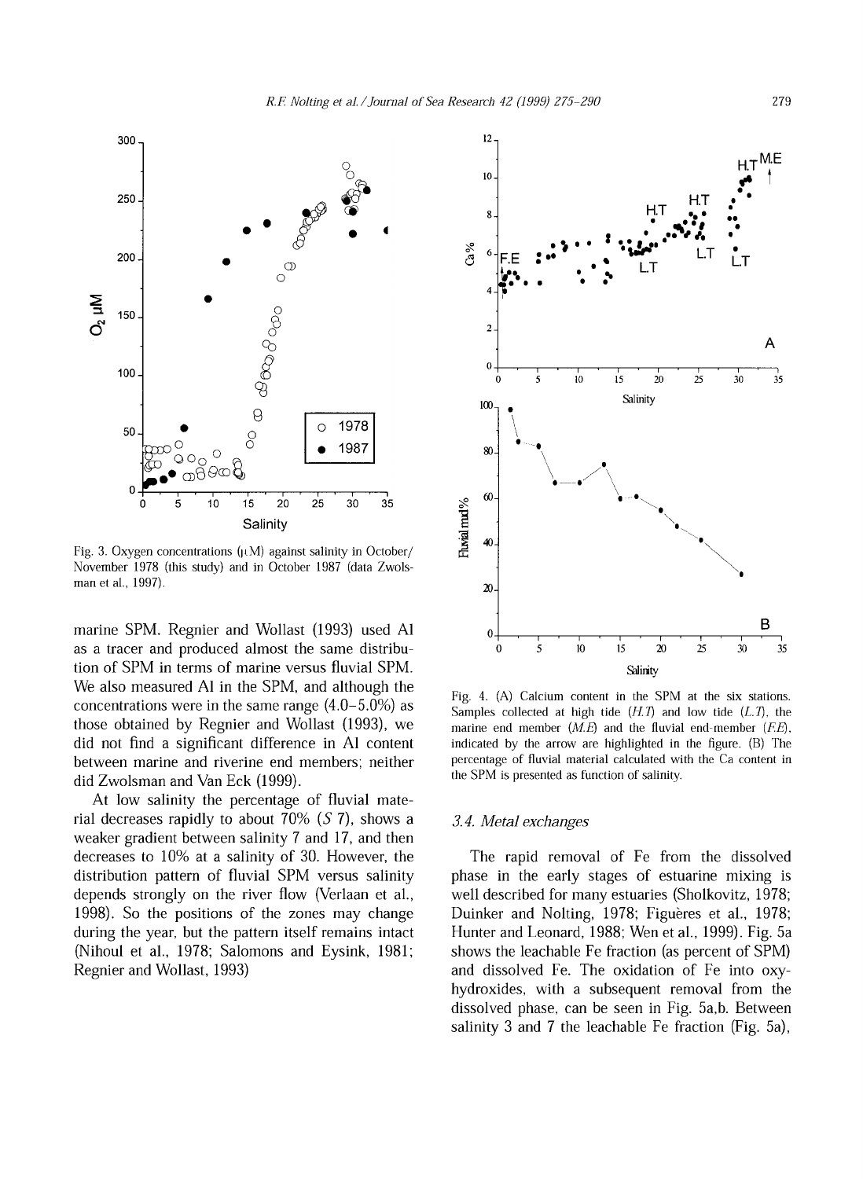Fig. 3. Oxygen concentrations (μM) against salinity in October/November 1978 (this study) and in October 1987 (data Zwolsman et al., 1997).

marine SPM. Regnier and Wollast (1993) used Al as a tracer and produced almost the same distribution of SPM in terms of marine versus fluvial SPM. We also measured Al in the SPM, and although the concentrations were in the same range (4.0–5.0%) as those obtained by Regnier and Wollast (1993), we did not find a significant difference in Al content between marine and riverine end members; neither did Zwolsman and Van Eck (1999).

At low salinity the percentage of fluvial material decreases rapidly to about 70% (*S* 7), shows a weaker gradient between salinity 7 and 17, and then decreases to 10% at a salinity of 30. However, the distribution pattern of fluvial SPM versus salinity depends strongly on the river flow (Verlaan et al., 1998). So the positions of the zones may change during the year, but the pattern itself remains intact (Nihoul et al., 1978; Salomons and Eysink, 1981; Regnier and Wollast, 1993)

Fig. 4. (A) Calcium content in the SPM at the six stations. Samples collected at high tide (*H.T*) and low tide (*L.T*), the marine end member (*M.E*) and the fluvial end-member (*F.E*), indicated by the arrow are highlighted in the figure. (B) The percentage of fluvial material calculated with the Ca content in the SPM is presented as function of salinity.

### 3.4. Metal exchanges

The rapid removal of Fe from the dissolved phase in the early stages of estuarine mixing is well described for many estuaries (Sholkovitz, 1978; Duinker and Nolting, 1978; Figuères et al., 1978; Hunter and Leonard, 1988; Wen et al., 1999). Fig. 5a shows the leachable Fe fraction (as percent of SPM) and dissolved Fe. The oxidation of Fe into oxyhydroxides, with a subsequent removal from the dissolved phase, can be seen in Fig. 5a,b. Between salinity 3 and 7 the leachable Fe fraction (Fig. 5a),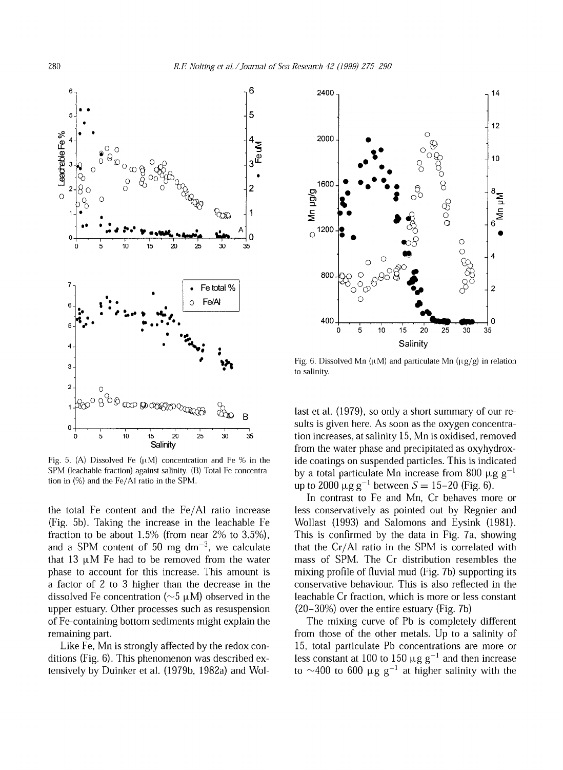Fig. 5. (A) Dissolved Fe (μM) concentration and Fe % in the SPM (leachable fraction) against salinity. (B) Total Fe concentration in (%) and the Fe/Al ratio in the SPM.

Fig. 6. Dissolved Mn (μM) and particulate Mn (μg/g) in relation to salinity.

the total Fe content and the Fe/Al ratio increase (Fig. 5b). Taking the increase in the leachable Fe fraction to be about 1.5% (from near 2% to 3.5%), and a SPM content of 50 mg $dm^{-3}$, we calculate that 13 μM Fe had to be removed from the water phase to account for this increase. This amount is a factor of 2 to 3 higher than the decrease in the dissolved Fe concentration (~5 μM) observed in the upper estuary. Other processes such as resuspension of Fe-containing bottom sediments might explain the remaining part.

Like Fe, Mn is strongly affected by the redox conditions (Fig. 6). This phenomenon was described extensively by Duinker et al. (1979b, 1982a) and Wollast et al. (1979), so only a short summary of our results is given here. As soon as the oxygen concentration increases, at salinity 15, Mn is oxidised, removed from the water phase and precipitated as oxyhydroxide coatings on suspended particles. This is indicated by a total particulate Mn increase from 800 μg $g^{-1}$ up to 2000 μg $g^{-1}$ between $S = 15$–$20$ (Fig. 6).

In contrast to Fe and Mn, Cr behaves more or less conservatively as pointed out by Regnier and Wollast (1993) and Salomons and Eysink (1981). This is confirmed by the data in Fig. 7a, showing that the Cr/Al ratio in the SPM is correlated with mass of SPM. The Cr distribution resembles the mixing profile of fluvial mud (Fig. 7b) supporting its conservative behaviour. This is also reflected in the leachable Cr fraction, which is more or less constant (20–30%) over the entire estuary (Fig. 7b)

The mixing curve of Pb is completely different from those of the other metals. Up to a salinity of 15, total particulate Pb concentrations are more or less constant at 100 to 150 μg $g^{-1}$ and then increase to ~400 to 600 μg $g^{-1}$ at higher salinity with the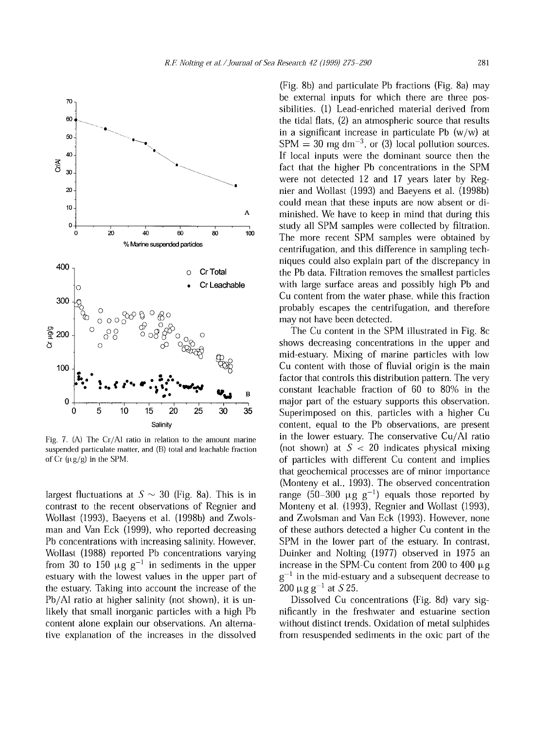Fig. 7. (A) The Cr/Al ratio in relation to the amount marine suspended particulate matter, and (B) total and leachable fraction of Cr (μg/g) in the SPM.

largest fluctuations at $S \sim 30$ (Fig. 8a). This is in contrast to the recent observations of Regnier and Wollast (1993), Baeyens et al. (1998b) and Zwolsman and Van Eck (1999), who reported decreasing Pb concentrations with increasing salinity. However, Wollast (1988) reported Pb concentrations varying from 30 to 150 $\mu g\ g^{-1}$ in sediments in the upper estuary with the lowest values in the upper part of the estuary. Taking into account the increase of the Pb/Al ratio at higher salinity (not shown), it is unlikely that small inorganic particles with a high Pb content alone explain our observations. An alternative explanation of the increases in the dissolved (Fig. 8b) and particulate Pb fractions (Fig. 8a) may be external inputs for which there are three possibilities. (1) Lead-enriched material derived from the tidal flats, (2) an atmospheric source that results in a significant increase in particulate Pb (w/w) at SPM = 30 mg $dm^{-3}$, or (3) local pollution sources. If local inputs were the dominant source then the fact that the higher Pb concentrations in the SPM were not detected 12 and 17 years later by Regnier and Wollast (1993) and Baeyens et al. (1998b) could mean that these inputs are now absent or diminished. We have to keep in mind that during this study all SPM samples were collected by filtration. The more recent SPM samples were obtained by centrifugation, and this difference in sampling techniques could also explain part of the discrepancy in the Pb data. Filtration removes the smallest particles with large surface areas and possibly high Pb and Cu content from the water phase, while this fraction probably escapes the centrifugation, and therefore may not have been detected.

The Cu content in the SPM illustrated in Fig. 8c shows decreasing concentrations in the upper and mid-estuary. Mixing of marine particles with low Cu content with those of fluvial origin is the main factor that controls this distribution pattern. The very constant leachable fraction of 60 to 80% in the major part of the estuary supports this observation. Superimposed on this, particles with a higher Cu content, equal to the Pb observations, are present in the lower estuary. The conservative Cu/Al ratio (not shown) at $S < 20$ indicates physical mixing of particles with different Cu content and implies that geochemical processes are of minor importance (Monteny et al., 1993). The observed concentration range (50–300 $\mu g\ g^{-1}$) equals those reported by Monteny et al. (1993), Regnier and Wollast (1993), and Zwolsman and Van Eck (1993). However, none of these authors detected a higher Cu content in the SPM in the lower part of the estuary. In contrast, Duinker and Nolting (1977) observed in 1975 an increase in the SPM-Cu content from 200 to 400 $\mu g\ g^{-1}$ in the mid-estuary and a subsequent decrease to 200 $\mu g\ g^{-1}$ at $S$ 25.

Dissolved Cu concentrations (Fig. 8d) vary significantly in the freshwater and estuarine section without distinct trends. Oxidation of metal sulphides from resuspended sediments in the oxic part of the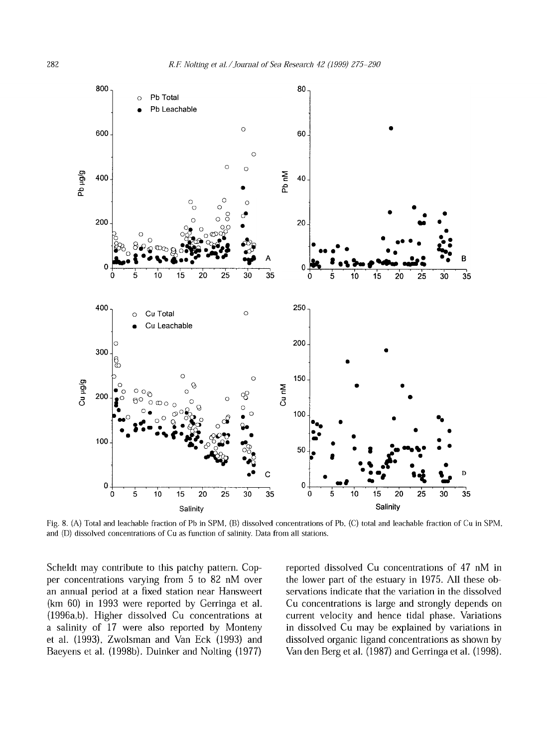Fig. 8. (A) Total and leachable fraction of Pb in SPM, (B) dissolved concentrations of Pb, (C) total and leachable fraction of Cu in SPM, and (D) dissolved concentrations of Cu as function of salinity. Data from all stations.

Scheldt may contribute to this patchy pattern. Copper concentrations varying from 5 to 82 nM over an annual period at a fixed station near Hansweert (km 60) in 1993 were reported by Gerringa et al. (1996a,b). Higher dissolved Cu concentrations at a salinity of 17 were also reported by Monteny et al. (1993), Zwolsman and Van Eck (1993) and Baeyens et al. (1998b). Duinker and Nolting (1977) reported dissolved Cu concentrations of 47 nM in the lower part of the estuary in 1975. All these observations indicate that the variation in the dissolved Cu concentrations is large and strongly depends on current velocity and hence tidal phase. Variations in dissolved Cu may be explained by variations in dissolved organic ligand concentrations as shown by Van den Berg et al. (1987) and Gerringa et al. (1998).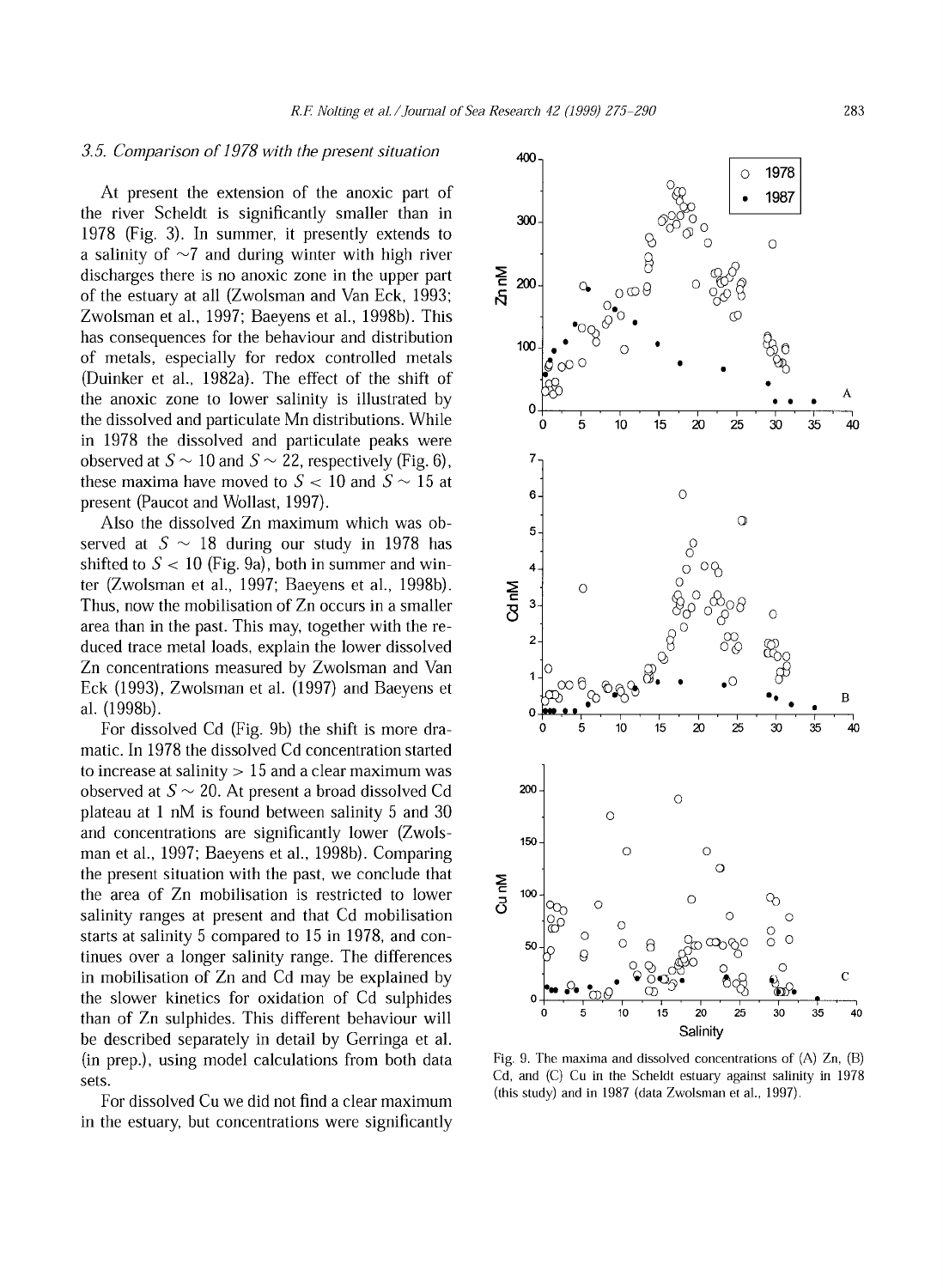### 3.5. Comparison of 1978 with the present situation

At present the extension of the anoxic part of the river Scheldt is significantly smaller than in 1978 (Fig. 3). In summer, it presently extends to a salinity of $\sim$7 and during winter with high river discharges there is no anoxic zone in the upper part of the estuary at all (Zwolsman and Van Eck, 1993; Zwolsman et al., 1997; Baeyens et al., 1998b). This has consequences for the behaviour and distribution of metals, especially for redox controlled metals (Duinker et al., 1982a). The effect of the shift of the anoxic zone to lower salinity is illustrated by the dissolved and particulate Mn distributions. While in 1978 the dissolved and particulate peaks were observed at $S \sim 10$ and $S \sim 22$, respectively (Fig. 6), these maxima have moved to $S < 10$ and $S \sim 15$ at present (Paucot and Wollast, 1997).

Also the dissolved Zn maximum which was observed at $S \sim 18$ during our study in 1978 has shifted to $S < 10$ (Fig. 9a), both in summer and winter (Zwolsman et al., 1997; Baeyens et al., 1998b). Thus, now the mobilisation of Zn occurs in a smaller area than in the past. This may, together with the reduced trace metal loads, explain the lower dissolved Zn concentrations measured by Zwolsman and Van Eck (1993), Zwolsman et al. (1997) and Baeyens et al. (1998b).

For dissolved Cd (Fig. 9b) the shift is more dramatic. In 1978 the dissolved Cd concentration started to increase at salinity > 15 and a clear maximum was observed at $S \sim 20$. At present a broad dissolved Cd plateau at 1 nM is found between salinity 5 and 30 and concentrations are significantly lower (Zwolsman et al., 1997; Baeyens et al., 1998b). Comparing the present situation with the past, we conclude that the area of Zn mobilisation is restricted to lower salinity ranges at present and that Cd mobilisation starts at salinity 5 compared to 15 in 1978, and continues over a longer salinity range. The differences in mobilisation of Zn and Cd may be explained by the slower kinetics for oxidation of Cd sulphides than of Zn sulphides. This different behaviour will be described separately in detail by Gerringa et al. (in prep.), using model calculations from both data sets.

For dissolved Cu we did not find a clear maximum in the estuary, but concentrations were significantly

Fig. 9. The maxima and dissolved concentrations of (A) Zn, (B) Cd, and (C) Cu in the Scheldt estuary against salinity in 1978 (this study) and in 1987 (data Zwolsman et al., 1997).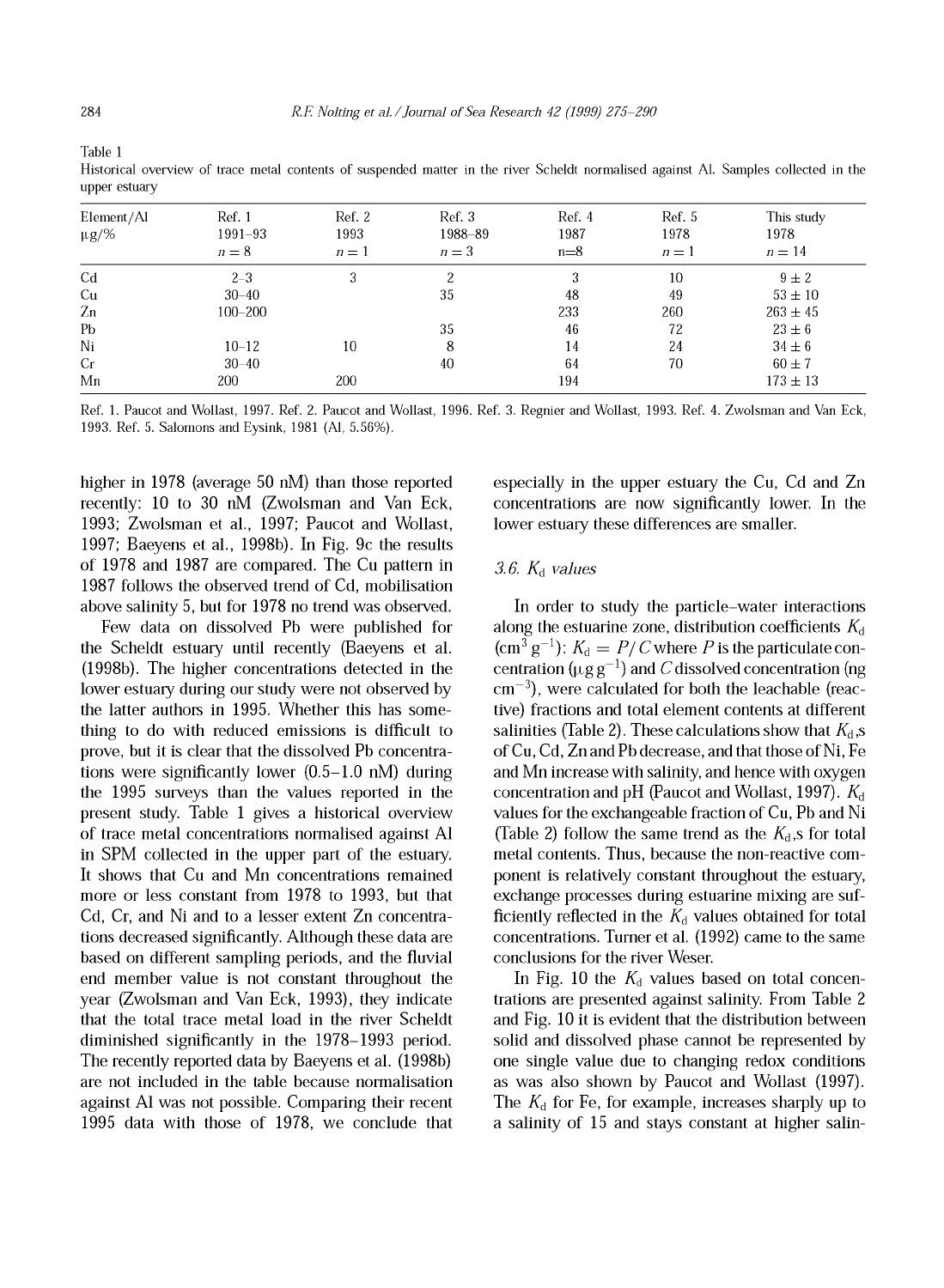Table 1
Historical overview of trace metal contents of suspended matter in the river Scheldt normalised against Al. Samples collected in the upper estuary

| Element/Al µg/% | Ref. 1 1991–93 $n = 8$ | Ref. 2 1993 $n = 1$ | Ref. 3 1988–89 $n = 3$ | Ref. 4 1987 n=8 | Ref. 5 1978 $n = 1$ | This study 1978 $n = 14$ |
|---|---|---|---|---|---|---|
| Cd | 2–3 | 3 | 2 | 3 | 10 | 9 ± 2 |
| Cu | 30–40 | | 35 | 48 | 49 | 53 ± 10 |
| Zn | 100–200 | | | 233 | 260 | 263 ± 45 |
| Pb | | | 35 | 46 | 72 | 23 ± 6 |
| Ni | 10–12 | 10 | 8 | 14 | 24 | 34 ± 6 |
| Cr | 30–40 | | 40 | 64 | 70 | 60 ± 7 |
| Mn | 200 | 200 | | 194 | | 173 ± 13 |

Ref. 1. Paucot and Wollast, 1997. Ref. 2. Paucot and Wollast, 1996. Ref. 3. Regnier and Wollast, 1993. Ref. 4. Zwolsman and Van Eck, 1993. Ref. 5. Salomons and Eysink, 1981 (Al, 5.56%).

higher in 1978 (average 50 nM) than those reported recently: 10 to 30 nM (Zwolsman and Van Eck, 1993; Zwolsman et al., 1997; Paucot and Wollast, 1997; Baeyens et al., 1998b). In Fig. 9c the results of 1978 and 1987 are compared. The Cu pattern in 1987 follows the observed trend of Cd, mobilisation above salinity 5, but for 1978 no trend was observed.

Few data on dissolved Pb were published for the Scheldt estuary until recently (Baeyens et al. (1998b). The higher concentrations detected in the lower estuary during our study were not observed by the latter authors in 1995. Whether this has something to do with reduced emissions is difficult to prove, but it is clear that the dissolved Pb concentrations were significantly lower (0.5–1.0 nM) during the 1995 surveys than the values reported in the present study. Table 1 gives a historical overview of trace metal concentrations normalised against Al in SPM collected in the upper part of the estuary. It shows that Cu and Mn concentrations remained more or less constant from 1978 to 1993, but that Cd, Cr, and Ni and to a lesser extent Zn concentrations decreased significantly. Although these data are based on different sampling periods, and the fluvial end member value is not constant throughout the year (Zwolsman and Van Eck, 1993), they indicate that the total trace metal load in the river Scheldt diminished significantly in the 1978–1993 period. The recently reported data by Baeyens et al. (1998b) are not included in the table because normalisation against Al was not possible. Comparing their recent 1995 data with those of 1978, we conclude that especially in the upper estuary the Cu, Cd and Zn concentrations are now significantly lower. In the lower estuary these differences are smaller.

### 3.6. $K_d$ values

In order to study the particle–water interactions along the estuarine zone, distribution coefficients $K_d$ ($cm^3\ g^{-1}$): $K_d = P/C$ where $P$ is the particulate concentration (µg $g^{-1}$) and $C$ dissolved concentration (ng $cm^{-3}$), were calculated for both the leachable (reactive) fractions and total element contents at different salinities (Table 2). These calculations show that $K_d$,s of Cu, Cd, Zn and Pb decrease, and that those of Ni, Fe and Mn increase with salinity, and hence with oxygen concentration and pH (Paucot and Wollast, 1997). $K_d$ values for the exchangeable fraction of Cu, Pb and Ni (Table 2) follow the same trend as the $K_d$,s for total metal contents. Thus, because the non-reactive component is relatively constant throughout the estuary, exchange processes during estuarine mixing are sufficiently reflected in the $K_d$ values obtained for total concentrations. Turner et al. (1992) came to the same conclusions for the river Weser.

In Fig. 10 the $K_d$ values based on total concentrations are presented against salinity. From Table 2 and Fig. 10 it is evident that the distribution between solid and dissolved phase cannot be represented by one single value due to changing redox conditions as was also shown by Paucot and Wollast (1997). The $K_d$ for Fe, for example, increases sharply up to a salinity of 15 and stays constant at higher salin-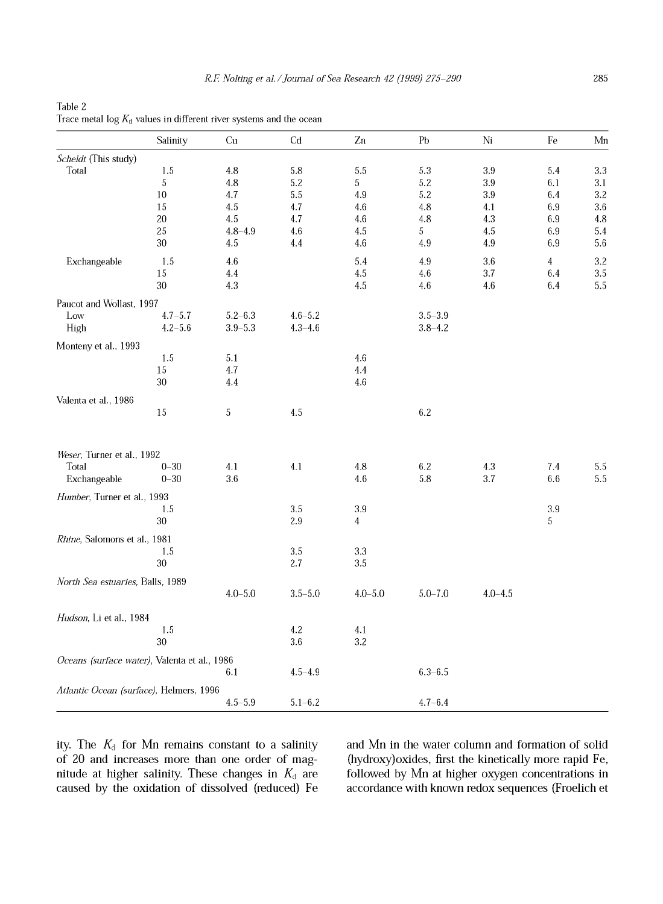Table 2
Trace metal log $K_d$ values in different river systems and the ocean

| | Salinity | Cu | Cd | Zn | Pb | Ni | Fe | Mn |
|---|---|---|---|---|---|---|---|---|
| *Scheldt* (This study) | | | | | | | | |
| Total | 1.5 | 4.8 | 5.8 | 5.5 | 5.3 | 3.9 | 5.4 | 3.3 |
| | 5 | 4.8 | 5.2 | 5 | 5.2 | 3.9 | 6.1 | 3.1 |
| | 10 | 4.7 | 5.5 | 4.9 | 5.2 | 3.9 | 6.4 | 3.2 |
| | 15 | 4.5 | 4.7 | 4.6 | 4.8 | 4.1 | 6.9 | 3.6 |
| | 20 | 4.5 | 4.7 | 4.6 | 4.8 | 4.3 | 6.9 | 4.8 |
| | 25 | 4.8–4.9 | 4.6 | 4.5 | 5 | 4.5 | 6.9 | 5.4 |
| | 30 | 4.5 | 4.4 | 4.6 | 4.9 | 4.9 | 6.9 | 5.6 |
| Exchangeable | 1.5 | 4.6 | | 5.4 | 4.9 | 3.6 | 4 | 3.2 |
| | 15 | 4.4 | | 4.5 | 4.6 | 3.7 | 6.4 | 3.5 |
| | 30 | 4.3 | | 4.5 | 4.6 | 4.6 | 6.4 | 5.5 |
| Paucot and Wollast, 1997 | | | | | | | | |
| Low | 4.7–5.7 | 5.2–6.3 | 4.6–5.2 | | 3.5–3.9 | | | |
| High | 4.2–5.6 | 3.9–5.3 | 4.3–4.6 | | 3.8–4.2 | | | |
| Monteny et al., 1993 | | | | | | | | |
| | 1.5 | 5.1 | | 4.6 | | | | |
| | 15 | 4.7 | | 4.4 | | | | |
| | 30 | 4.4 | | 4.6 | | | | |
| Valenta et al., 1986 | | | | | | | | |
| | 15 | 5 | 4.5 | | 6.2 | | | |
| *Weser*, Turner et al., 1992 | | | | | | | | |
| Total | 0–30 | 4.1 | 4.1 | 4.8 | 6.2 | 4.3 | 7.4 | 5.5 |
| Exchangeable | 0–30 | 3.6 | | 4.6 | 5.8 | 3.7 | 6.6 | 5.5 |
| *Humber*, Turner et al., 1993 | | | | | | | | |
| | 1.5 | | 3.5 | 3.9 | | | 3.9 | |
| | 30 | | 2.9 | 4 | | | 5 | |
| *Rhine*, Salomons et al., 1981 | | | | | | | | |
| | 1.5 | | 3.5 | 3.3 | | | | |
| | 30 | | 2.7 | 3.5 | | | | |
| *North Sea estuaries*, Balls, 1989 | | | | | | | | |
| | | 4.0–5.0 | 3.5–5.0 | 4.0–5.0 | 5.0–7.0 | 4.0–4.5 | | |
| *Hudson*, Li et al., 1984 | | | | | | | | |
| | 1.5 | | 4.2 | 4.1 | | | | |
| | 30 | | 3.6 | 3.2 | | | | |
| *Oceans (surface water)*, Valenta et al., 1986 | | | | | | | | |
| | | 6.1 | 4.5–4.9 | | 6.3–6.5 | | | |
| *Atlantic Ocean (surface)*, Helmers, 1996 | | | | | | | | |
| | | 4.5–5.9 | 5.1–6.2 | | 4.7–6.4 | | | |

ity. The $K_d$ for Mn remains constant to a salinity of 20 and increases more than one order of magnitude at higher salinity. These changes in $K_d$ are caused by the oxidation of dissolved (reduced) Fe and Mn in the water column and formation of solid (hydroxy)oxides, first the kinetically more rapid Fe, followed by Mn at higher oxygen concentrations in accordance with known redox sequences (Froelich et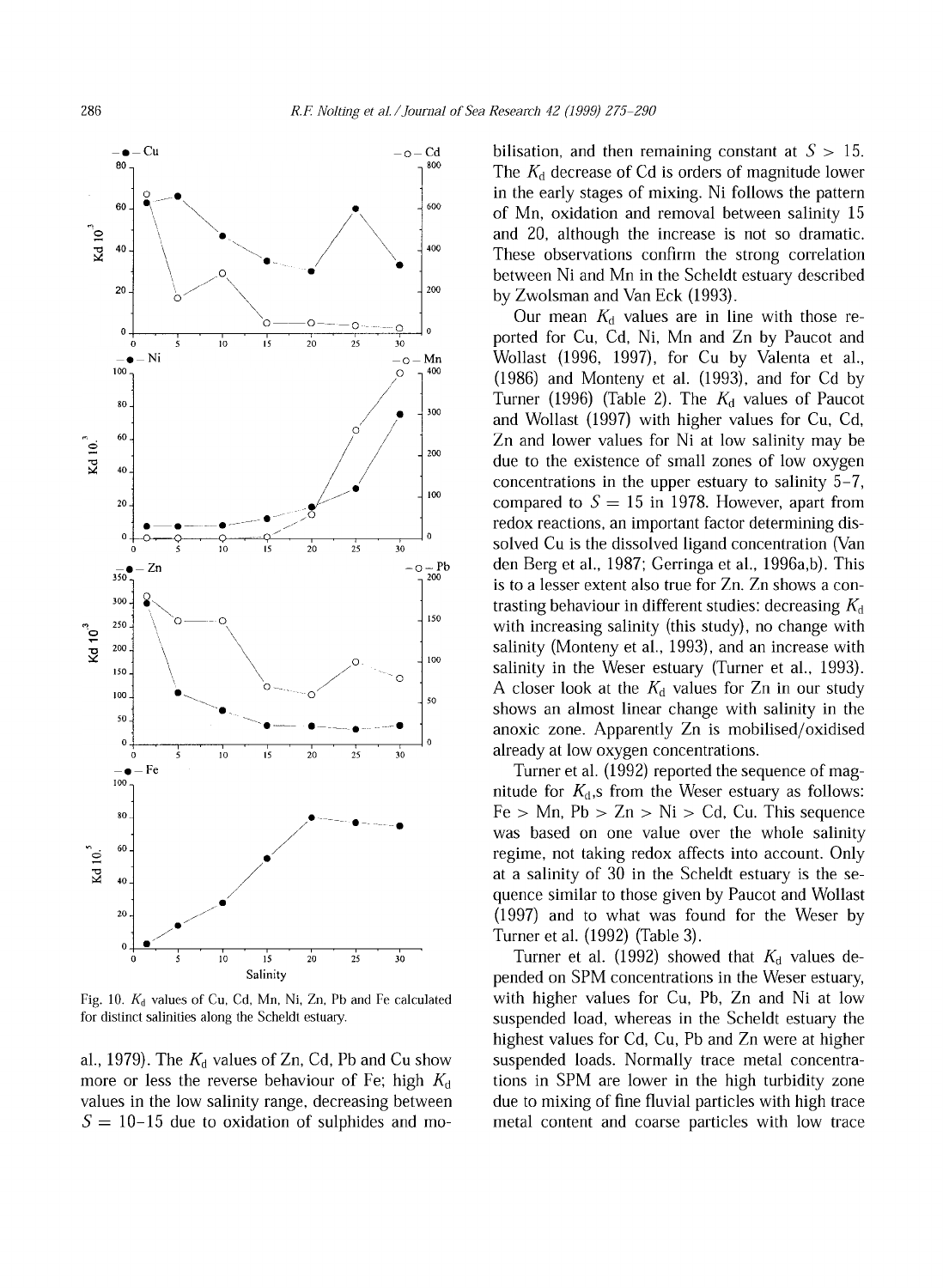Fig. 10. $K_d$ values of Cu, Cd, Mn, Ni, Zn, Pb and Fe calculated for distinct salinities along the Scheldt estuary.

al., 1979). The $K_d$ values of Zn, Cd, Pb and Cu show more or less the reverse behaviour of Fe; high $K_d$ values in the low salinity range, decreasing between $S = 10$–$15$ due to oxidation of sulphides and mobilisation, and then remaining constant at $S > 15$. The $K_d$ decrease of Cd is orders of magnitude lower in the early stages of mixing. Ni follows the pattern of Mn, oxidation and removal between salinity 15 and 20, although the increase is not so dramatic. These observations confirm the strong correlation between Ni and Mn in the Scheldt estuary described by Zwolsman and Van Eck (1993).

Our mean $K_d$ values are in line with those reported for Cu, Cd, Ni, Mn and Zn by Paucot and Wollast (1996, 1997), for Cu by Valenta et al., (1986) and Monteny et al. (1993), and for Cd by Turner (1996) (Table 2). The $K_d$ values of Paucot and Wollast (1997) with higher values for Cu, Cd, Zn and lower values for Ni at low salinity may be due to the existence of small zones of low oxygen concentrations in the upper estuary to salinity 5–7, compared to $S = 15$ in 1978. However, apart from redox reactions, an important factor determining dissolved Cu is the dissolved ligand concentration (Van den Berg et al., 1987; Gerringa et al., 1996a,b). This is to a lesser extent also true for Zn. Zn shows a contrasting behaviour in different studies: decreasing $K_d$ with increasing salinity (this study), no change with salinity (Monteny et al., 1993), and an increase with salinity in the Weser estuary (Turner et al., 1993). A closer look at the $K_d$ values for Zn in our study shows an almost linear change with salinity in the anoxic zone. Apparently Zn is mobilised/oxidised already at low oxygen concentrations.

Turner et al. (1992) reported the sequence of magnitude for $K_d$,s from the Weser estuary as follows: Fe > Mn, Pb > Zn > Ni > Cd, Cu. This sequence was based on one value over the whole salinity regime, not taking redox affects into account. Only at a salinity of 30 in the Scheldt estuary is the sequence similar to those given by Paucot and Wollast (1997) and to what was found for the Weser by Turner et al. (1992) (Table 3).

Turner et al. (1992) showed that $K_d$ values depended on SPM concentrations in the Weser estuary, with higher values for Cu, Pb, Zn and Ni at low suspended load, whereas in the Scheldt estuary the highest values for Cd, Cu, Pb and Zn were at higher suspended loads. Normally trace metal concentrations in SPM are lower in the high turbidity zone due to mixing of fine fluvial particles with high trace metal content and coarse particles with low trace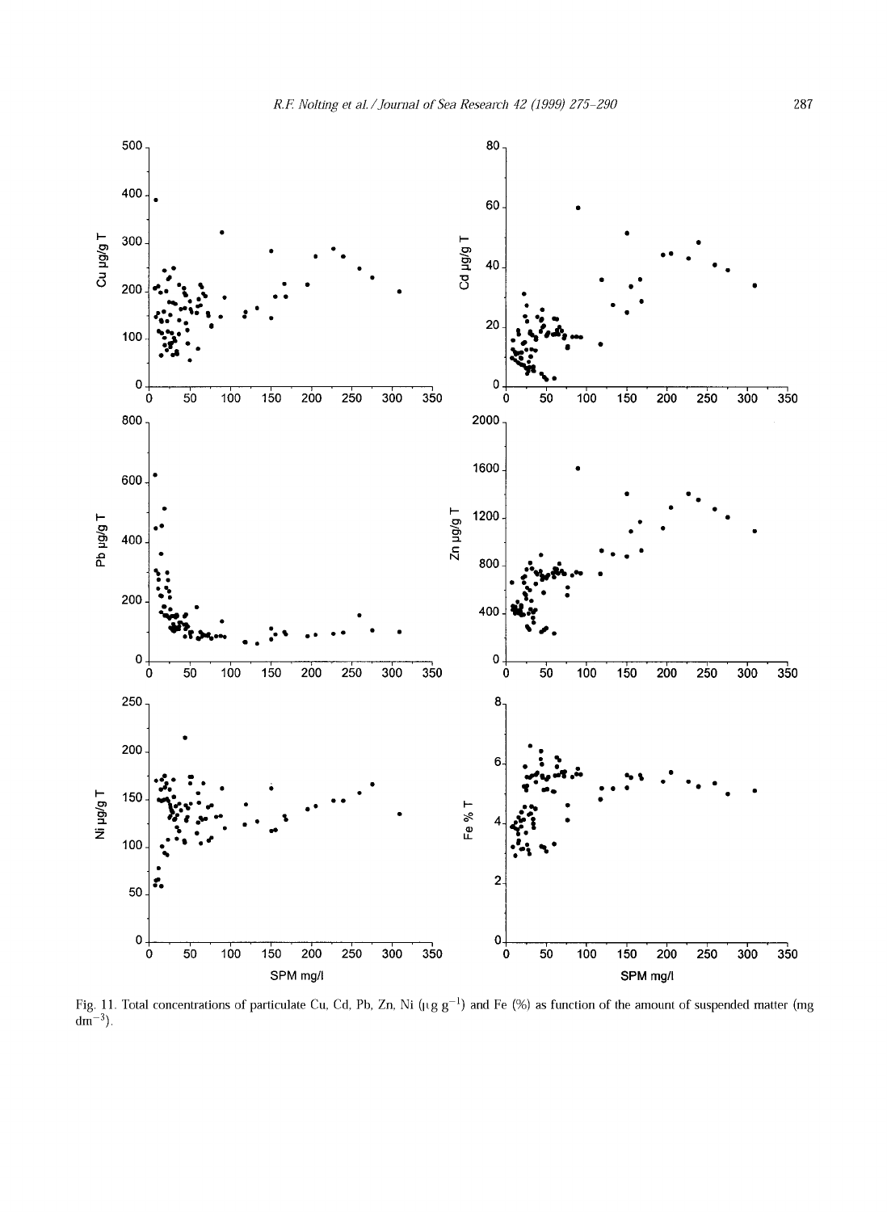Fig. 11. Total concentrations of particulate Cu, Cd, Pb, Zn, Ni ($\mu g\ g^{-1}$) and Fe (%) as function of the amount of suspended matter (mg $dm^{-3}$).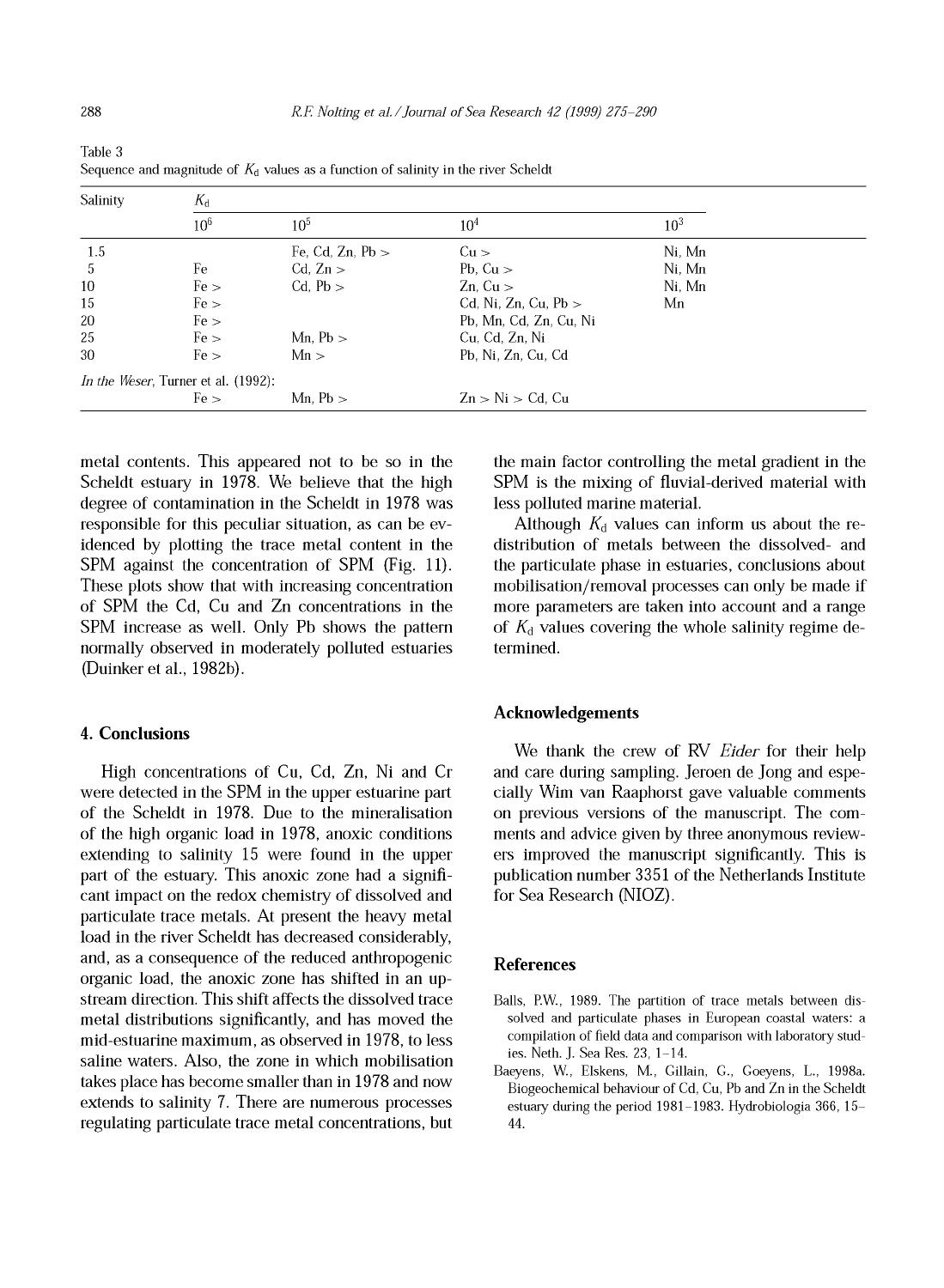Table 3
Sequence and magnitude of $K_d$ values as a function of salinity in the river Scheldt

| Salinity | $K_d$ | | | |
|---|---|---|---|---|
| | $10^6$ | $10^5$ | $10^4$ | $10^3$ |
| 1.5 | | Fe, Cd, Zn, Pb > | Cu > | Ni, Mn |
| 5 | Fe | Cd, Zn > | Pb, Cu > | Ni, Mn |
| 10 | Fe > | Cd, Pb > | Zn, Cu > | Ni, Mn |
| 15 | Fe > | | Cd, Ni, Zn, Cu, Pb > | Mn |
| 20 | Fe > | | Pb, Mn, Cd, Zn, Cu, Ni | |
| 25 | Fe > | Mn, Pb > | Cu, Cd, Zn, Ni | |
| 30 | Fe > | Mn > | Pb, Ni, Zn, Cu, Cd | |
| *In the Weser*, Turner et al. (1992): | | | | |
| | Fe > | Mn, Pb > | Zn > Ni > Cd, Cu | |

metal contents. This appeared not to be so in the Scheldt estuary in 1978. We believe that the high degree of contamination in the Scheldt in 1978 was responsible for this peculiar situation, as can be evidenced by plotting the trace metal content in the SPM against the concentration of SPM (Fig. 11). These plots show that with increasing concentration of SPM the Cd, Cu and Zn concentrations in the SPM increase as well. Only Pb shows the pattern normally observed in moderately polluted estuaries (Duinker et al., 1982b).

## 4. Conclusions

High concentrations of Cu, Cd, Zn, Ni and Cr were detected in the SPM in the upper estuarine part of the Scheldt in 1978. Due to the mineralisation of the high organic load in 1978, anoxic conditions extending to salinity 15 were found in the upper part of the estuary. This anoxic zone had a significant impact on the redox chemistry of dissolved and particulate trace metals. At present the heavy metal load in the river Scheldt has decreased considerably, and, as a consequence of the reduced anthropogenic organic load, the anoxic zone has shifted in an upstream direction. This shift affects the dissolved trace metal distributions significantly, and has moved the mid-estuarine maximum, as observed in 1978, to less saline waters. Also, the zone in which mobilisation takes place has become smaller than in 1978 and now extends to salinity 7. There are numerous processes regulating particulate trace metal concentrations, but the main factor controlling the metal gradient in the SPM is the mixing of fluvial-derived material with less polluted marine material.

Although $K_d$ values can inform us about the redistribution of metals between the dissolved- and the particulate phase in estuaries, conclusions about mobilisation/removal processes can only be made if more parameters are taken into account and a range of $K_d$ values covering the whole salinity regime determined.

## Acknowledgements

We thank the crew of RV *Eider* for their help and care during sampling. Jeroen de Jong and especially Wim van Raaphorst gave valuable comments on previous versions of the manuscript. The comments and advice given by three anonymous reviewers improved the manuscript significantly. This is publication number 3351 of the Netherlands Institute for Sea Research (NIOZ).

## References

Balls, P.W., 1989. The partition of trace metals between dissolved and particulate phases in European coastal waters: a compilation of field data and comparison with laboratory studies. Neth. J. Sea Res. 23, 1–14.

Baeyens, W., Elskens, M., Gillain, G., Goeyens, L., 1998a. Biogeochemical behaviour of Cd, Cu, Pb and Zn in the Scheldt estuary during the period 1981–1983. Hydrobiologia 366, 15–44.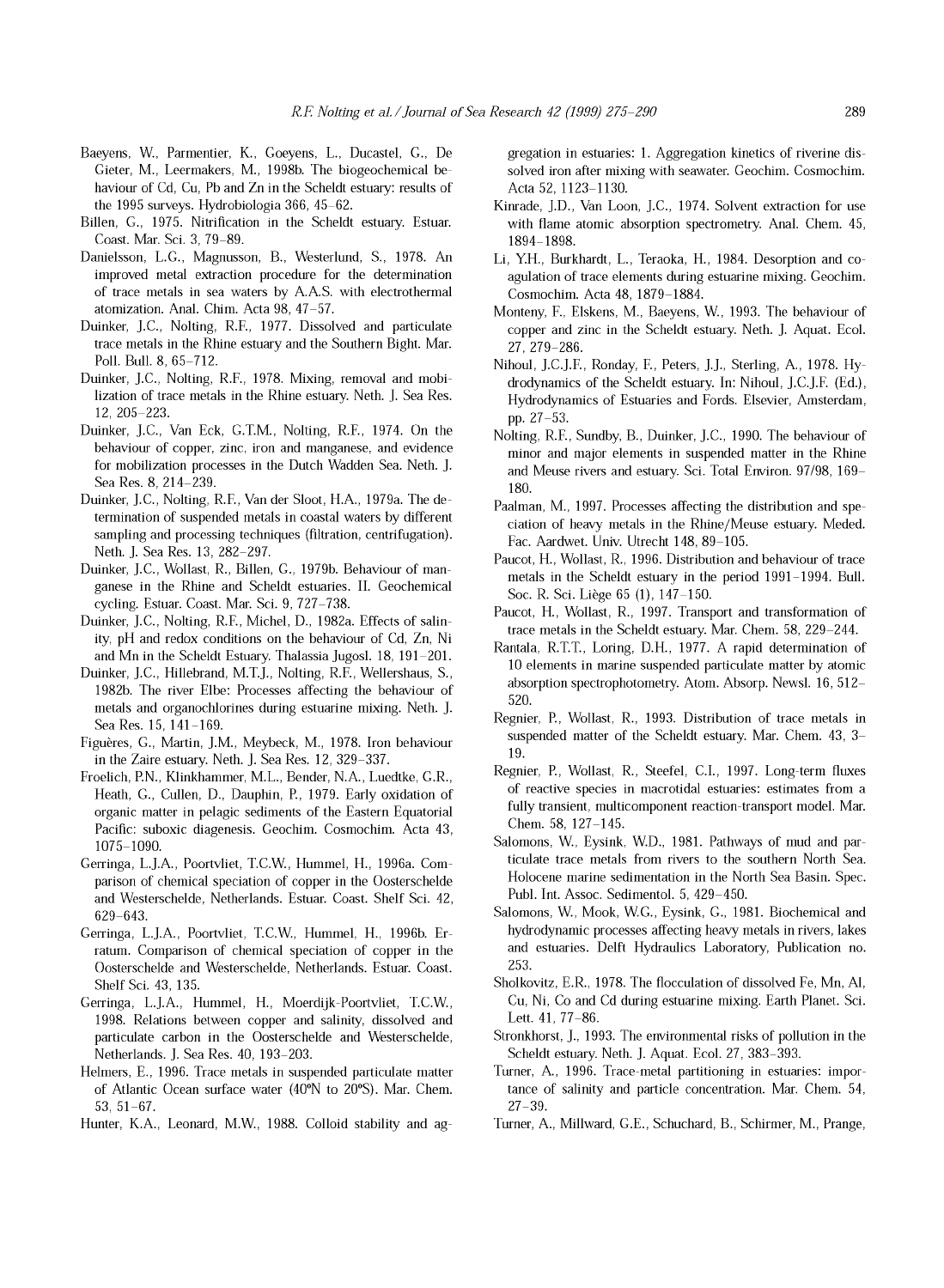Baeyens, W., Parmentier, K., Goeyens, L., Ducastel, G., De Gieter, M., Leermakers, M., 1998b. The biogeochemical behaviour of Cd, Cu, Pb and Zn in the Scheldt estuary: results of the 1995 surveys. Hydrobiologia 366, 45–62.

Billen, G., 1975. Nitrification in the Scheldt estuary. Estuar. Coast. Mar. Sci. 3, 79–89.

Danielsson, L.G., Magnusson, B., Westerlund, S., 1978. An improved metal extraction procedure for the determination of trace metals in sea waters by A.A.S. with electrothermal atomization. Anal. Chim. Acta 98, 47–57.

Duinker, J.C., Nolting, R.F., 1977. Dissolved and particulate trace metals in the Rhine estuary and the Southern Bight. Mar. Poll. Bull. 8, 65–712.

Duinker, J.C., Nolting, R.F., 1978. Mixing, removal and mobilization of trace metals in the Rhine estuary. Neth. J. Sea Res. 12, 205–223.

Duinker, J.C., Van Eck, G.T.M., Nolting, R.F., 1974. On the behaviour of copper, zinc, iron and manganese, and evidence for mobilization processes in the Dutch Wadden Sea. Neth. J. Sea Res. 8, 214–239.

Duinker, J.C., Nolting, R.F., Van der Sloot, H.A., 1979a. The determination of suspended metals in coastal waters by different sampling and processing techniques (filtration, centrifugation). Neth. J. Sea Res. 13, 282–297.

Duinker, J.C., Wollast, R., Billen, G., 1979b. Behaviour of manganese in the Rhine and Scheldt estuaries. II. Geochemical cycling. Estuar. Coast. Mar. Sci. 9, 727–738.

Duinker, J.C., Nolting, R.F., Michel, D., 1982a. Effects of salinity, pH and redox conditions on the behaviour of Cd, Zn, Ni and Mn in the Scheldt Estuary. Thalassia Jugosl. 18, 191–201.

Duinker, J.C., Hillebrand, M.T.J., Nolting, R.F., Wellershaus, S., 1982b. The river Elbe: Processes affecting the behaviour of metals and organochlorines during estuarine mixing. Neth. J. Sea Res. 15, 141–169.

Figuères, G., Martin, J.M., Meybeck, M., 1978. Iron behaviour in the Zaire estuary. Neth. J. Sea Res. 12, 329–337.

Froelich, P.N., Klinkhammer, M.L., Bender, N.A., Luedtke, G.R., Heath, G., Cullen, D., Dauphin, P., 1979. Early oxidation of organic matter in pelagic sediments of the Eastern Equatorial Pacific: suboxic diagenesis. Geochim. Cosmochim. Acta 43, 1075–1090.

Gerringa, L.J.A., Poortvliet, T.C.W., Hummel, H., 1996a. Comparison of chemical speciation of copper in the Oosterschelde and Westerschelde, Netherlands. Estuar. Coast. Shelf Sci. 42, 629–643.

Gerringa, L.J.A., Poortvliet, T.C.W., Hummel, H., 1996b. Erratum. Comparison of chemical speciation of copper in the Oosterschelde and Westerschelde, Netherlands. Estuar. Coast. Shelf Sci. 43, 135.

Gerringa, L.J.A., Hummel, H., Moerdijk-Poortvliet, T.C.W., 1998. Relations between copper and salinity, dissolved and particulate carbon in the Oosterschelde and Westerschelde, Netherlands. J. Sea Res. 40, 193–203.

Helmers, E., 1996. Trace metals in suspended particulate matter of Atlantic Ocean surface water (40°N to 20°S). Mar. Chem. 53, 51–67.

Hunter, K.A., Leonard, M.W., 1988. Colloid stability and aggregation in estuaries: 1. Aggregation kinetics of riverine dissolved iron after mixing with seawater. Geochim. Cosmochim. Acta 52, 1123–1130.

Kinrade, J.D., Van Loon, J.C., 1974. Solvent extraction for use with flame atomic absorption spectrometry. Anal. Chem. 45, 1894–1898.

Li, Y.H., Burkhardt, L., Teraoka, H., 1984. Desorption and coagulation of trace elements during estuarine mixing. Geochim. Cosmochim. Acta 48, 1879–1884.

Monteny, F., Elskens, M., Baeyens, W., 1993. The behaviour of copper and zinc in the Scheldt estuary. Neth. J. Aquat. Ecol. 27, 279–286.

Nihoul, J.C.J.F., Ronday, F., Peters, J.J., Sterling, A., 1978. Hydrodynamics of the Scheldt estuary. In: Nihoul, J.C.J.F. (Ed.), Hydrodynamics of Estuaries and Fords. Elsevier, Amsterdam, pp. 27–53.

Nolting, R.F., Sundby, B., Duinker, J.C., 1990. The behaviour of minor and major elements in suspended matter in the Rhine and Meuse rivers and estuary. Sci. Total Environ. 97/98, 169–180.

Paalman, M., 1997. Processes affecting the distribution and speciation of heavy metals in the Rhine/Meuse estuary. Meded. Fac. Aardwet. Univ. Utrecht 148, 89–105.

Paucot, H., Wollast, R., 1996. Distribution and behaviour of trace metals in the Scheldt estuary in the period 1991–1994. Bull. Soc. R. Sci. Liège 65 (1), 147–150.

Paucot, H., Wollast, R., 1997. Transport and transformation of trace metals in the Scheldt estuary. Mar. Chem. 58, 229–244.

Rantala, R.T.T., Loring, D.H., 1977. A rapid determination of 10 elements in marine suspended particulate matter by atomic absorption spectrophotometry. Atom. Absorp. Newsl. 16, 512–520.

Regnier, P., Wollast, R., 1993. Distribution of trace metals in suspended matter of the Scheldt estuary. Mar. Chem. 43, 3–19.

Regnier, P., Wollast, R., Steefel, C.I., 1997. Long-term fluxes of reactive species in macrotidal estuaries: estimates from a fully transient, multicomponent reaction-transport model. Mar. Chem. 58, 127–145.

Salomons, W., Eysink, W.D., 1981. Pathways of mud and particulate trace metals from rivers to the southern North Sea. Holocene marine sedimentation in the North Sea Basin. Spec. Publ. Int. Assoc. Sedimentol. 5, 429–450.

Salomons, W., Mook, W.G., Eysink, G., 1981. Biochemical and hydrodynamic processes affecting heavy metals in rivers, lakes and estuaries. Delft Hydraulics Laboratory, Publication no. 253.

Sholkovitz, E.R., 1978. The flocculation of dissolved Fe, Mn, Al, Cu, Ni, Co and Cd during estuarine mixing. Earth Planet. Sci. Lett. 41, 77–86.

Stronkhorst, J., 1993. The environmental risks of pollution in the Scheldt estuary. Neth. J. Aquat. Ecol. 27, 383–393.

Turner, A., 1996. Trace-metal partitioning in estuaries: importance of salinity and particle concentration. Mar. Chem. 54, 27–39.

Turner, A., Millward, G.E., Schuchard, B., Schirmer, M., Prange,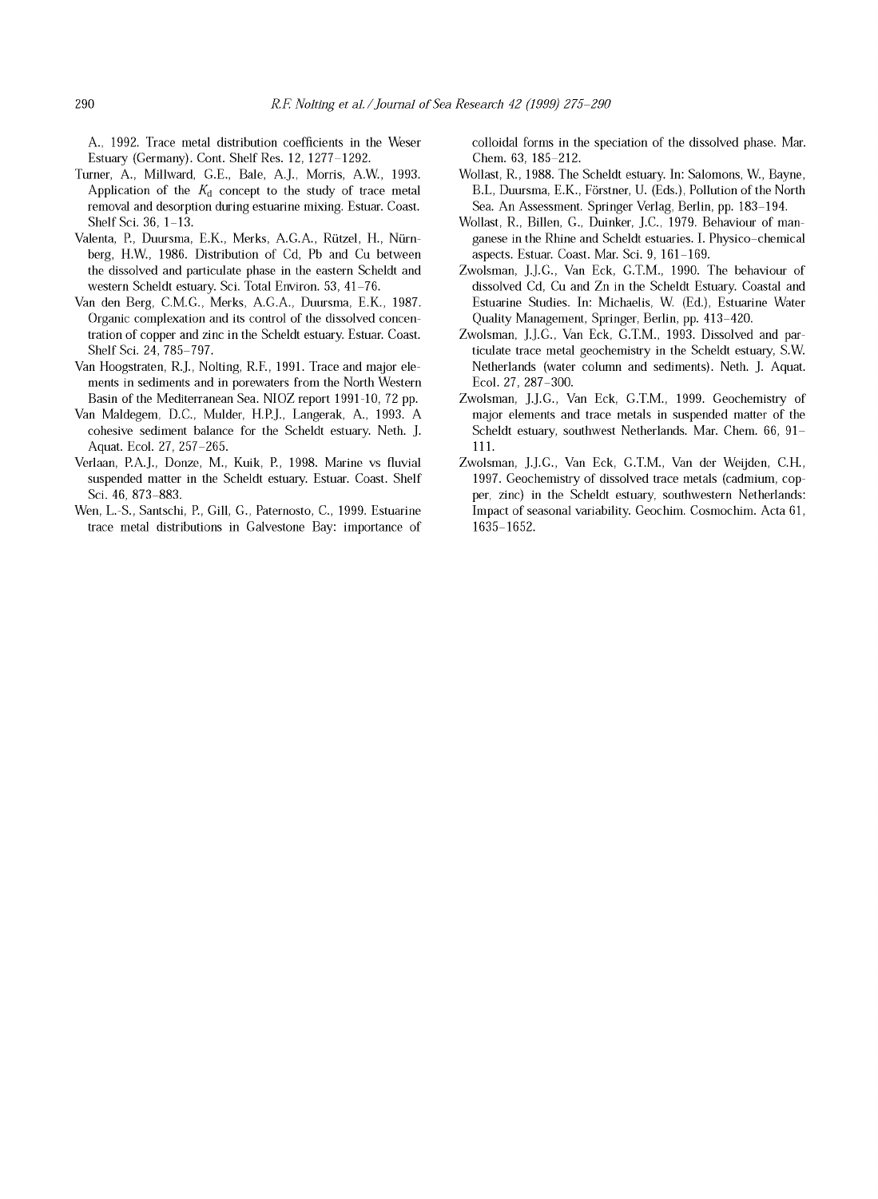A., 1992. Trace metal distribution coefficients in the Weser Estuary (Germany). Cont. Shelf Res. 12, 1277–1292.

Turner, A., Millward, G.E., Bale, A.J., Morris, A.W., 1993. Application of the $K_d$ concept to the study of trace metal removal and desorption during estuarine mixing. Estuar. Coast. Shelf Sci. 36, 1–13.

Valenta, P., Duursma, E.K., Merks, A.G.A., Rützel, H., Nürnberg, H.W., 1986. Distribution of Cd, Pb and Cu between the dissolved and particulate phase in the eastern Scheldt and western Scheldt estuary. Sci. Total Environ. 53, 41–76.

Van den Berg, C.M.G., Merks, A.G.A., Duursma, E.K., 1987. Organic complexation and its control of the dissolved concentration of copper and zinc in the Scheldt estuary. Estuar. Coast. Shelf Sci. 24, 785–797.

Van Hoogstraten, R.J., Nolting, R.F., 1991. Trace and major elements in sediments and in porewaters from the North Western Basin of the Mediterranean Sea. NIOZ report 1991-10, 72 pp.

Van Maldegem, D.C., Mulder, H.P.J., Langerak, A., 1993. A cohesive sediment balance for the Scheldt estuary. Neth. J. Aquat. Ecol. 27, 257–265.

Verlaan, P.A.J., Donze, M., Kuik, P., 1998. Marine vs fluvial suspended matter in the Scheldt estuary. Estuar. Coast. Shelf Sci. 46, 873–883.

Wen, L.-S., Santschi, P., Gill, G., Paternosto, C., 1999. Estuarine trace metal distributions in Galvestone Bay: importance of colloidal forms in the speciation of the dissolved phase. Mar. Chem. 63, 185–212.

Wollast, R., 1988. The Scheldt estuary. In: Salomons, W., Bayne, B.L, Duursma, E.K., Förstner, U. (Eds.), Pollution of the North Sea. An Assessment. Springer Verlag, Berlin, pp. 183–194.

Wollast, R., Billen, G., Duinker, J.C., 1979. Behaviour of manganese in the Rhine and Scheldt estuaries. I. Physico-chemical aspects. Estuar. Coast. Mar. Sci. 9, 161–169.

Zwolsman, J.J.G., Van Eck, G.T.M., 1990. The behaviour of dissolved Cd, Cu and Zn in the Scheldt Estuary. Coastal and Estuarine Studies. In: Michaelis, W. (Ed.), Estuarine Water Quality Management, Springer, Berlin, pp. 413–420.

Zwolsman, J.J.G., Van Eck, G.T.M., 1993. Dissolved and particulate trace metal geochemistry in the Scheldt estuary, S.W. Netherlands (water column and sediments). Neth. J. Aquat. Ecol. 27, 287–300.

Zwolsman, J.J.G., Van Eck, G.T.M., 1999. Geochemistry of major elements and trace metals in suspended matter of the Scheldt estuary, southwest Netherlands. Mar. Chem. 66, 91–111.

Zwolsman, J.J.G., Van Eck, G.T.M., Van der Weijden, C.H., 1997. Geochemistry of dissolved trace metals (cadmium, copper, zinc) in the Scheldt estuary, southwestern Netherlands: Impact of seasonal variability. Geochim. Cosmochim. Acta 61, 1635–1652.